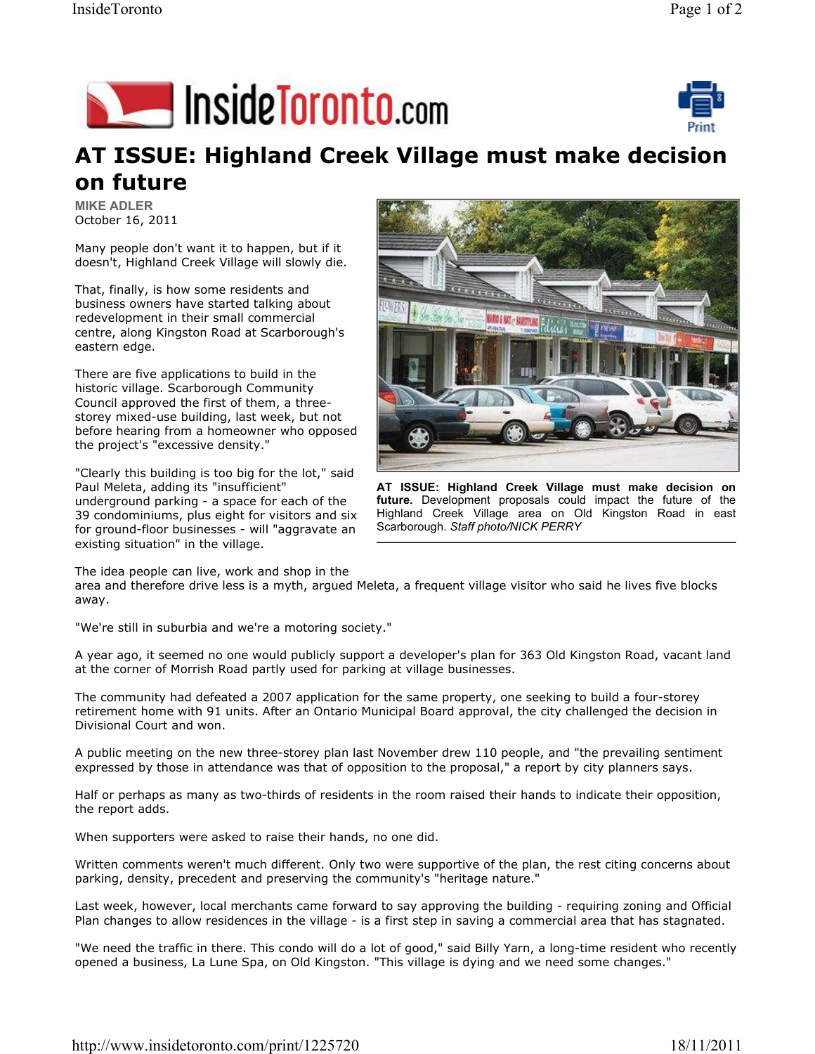# AT ISSUE: Highland Creek Village must make decision on future

**MIKE ADLER**
October 16, 2011

Many people don't want it to happen, but if it doesn't, Highland Creek Village will slowly die.

That, finally, is how some residents and business owners have started talking about redevelopment in their small commercial centre, along Kingston Road at Scarborough's eastern edge.

There are five applications to build in the historic village. Scarborough Community Council approved the first of them, a three-storey mixed-use building, last week, but not before hearing from a homeowner who opposed the project's "excessive density."

"Clearly this building is too big for the lot," said Paul Meleta, adding its "insufficient" underground parking - a space for each of the 39 condominiums, plus eight for visitors and six for ground-floor businesses - will "aggravate an existing situation" in the village.

**AT ISSUE: Highland Creek Village must make decision on future.** Development proposals could impact the future of the Highland Creek Village area on Old Kingston Road in east Scarborough. *Staff photo/NICK PERRY*

The idea people can live, work and shop in the area and therefore drive less is a myth, argued Meleta, a frequent village visitor who said he lives five blocks away.

"We're still in suburbia and we're a motoring society."

A year ago, it seemed no one would publicly support a developer's plan for 363 Old Kingston Road, vacant land at the corner of Morrish Road partly used for parking at village businesses.

The community had defeated a 2007 application for the same property, one seeking to build a four-storey retirement home with 91 units. After an Ontario Municipal Board approval, the city challenged the decision in Divisional Court and won.

A public meeting on the new three-storey plan last November drew 110 people, and "the prevailing sentiment expressed by those in attendance was that of opposition to the proposal," a report by city planners says.

Half or perhaps as many as two-thirds of residents in the room raised their hands to indicate their opposition, the report adds.

When supporters were asked to raise their hands, no one did.

Written comments weren't much different. Only two were supportive of the plan, the rest citing concerns about parking, density, precedent and preserving the community's "heritage nature."

Last week, however, local merchants came forward to say approving the building - requiring zoning and Official Plan changes to allow residences in the village - is a first step in saving a commercial area that has stagnated.

"We need the traffic in there. This condo will do a lot of good," said Billy Yarn, a long-time resident who recently opened a business, La Lune Spa, on Old Kingston. "This village is dying and we need some changes."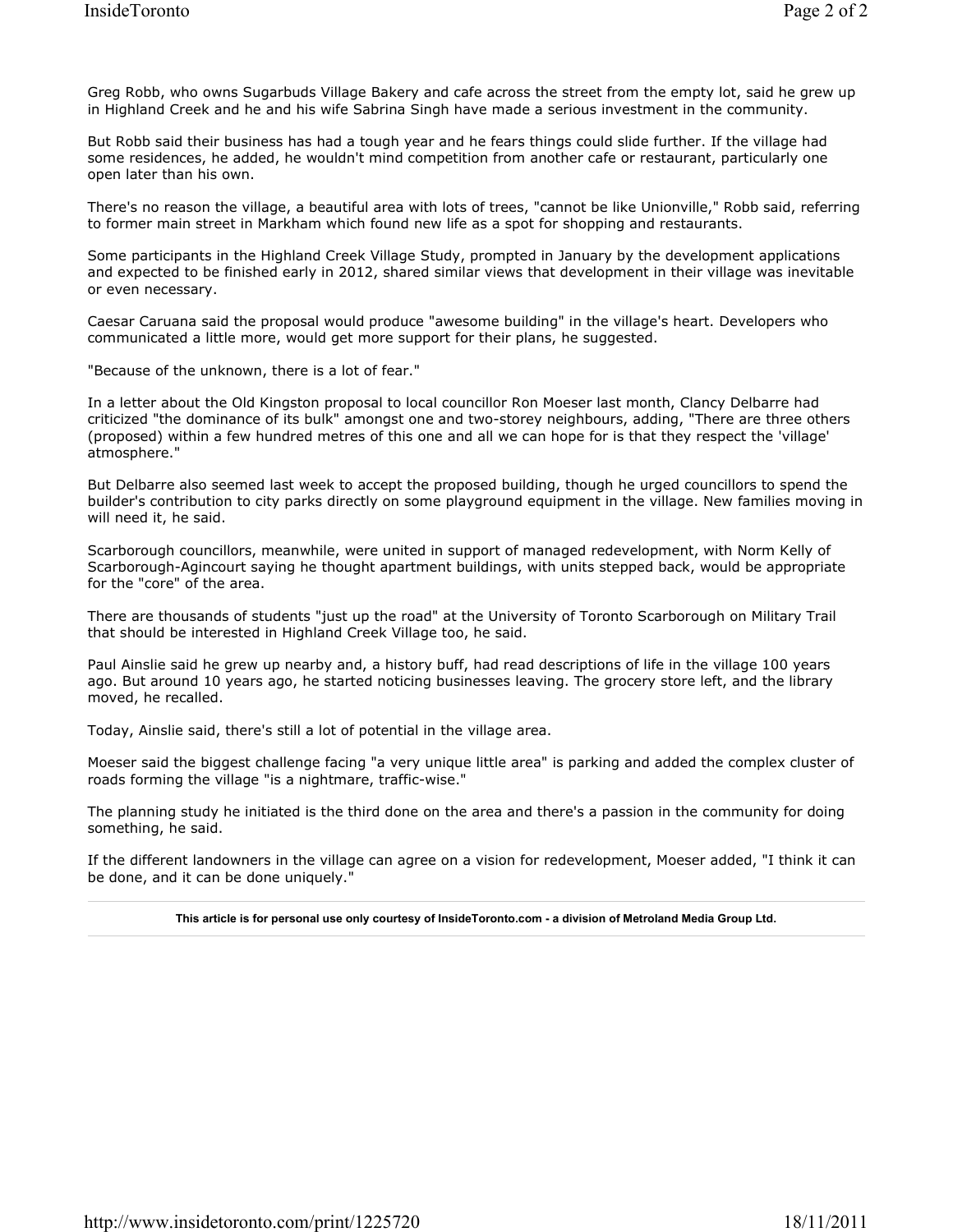Greg Robb, who owns Sugarbuds Village Bakery and cafe across the street from the empty lot, said he grew up in Highland Creek and he and his wife Sabrina Singh have made a serious investment in the community.

But Robb said their business has had a tough year and he fears things could slide further. If the village had some residences, he added, he wouldn't mind competition from another cafe or restaurant, particularly one open later than his own.

There's no reason the village, a beautiful area with lots of trees, "cannot be like Unionville," Robb said, referring to former main street in Markham which found new life as a spot for shopping and restaurants.

Some participants in the Highland Creek Village Study, prompted in January by the development applications and expected to be finished early in 2012, shared similar views that development in their village was inevitable or even necessary.

Caesar Caruana said the proposal would produce "awesome building" in the village's heart. Developers who communicated a little more, would get more support for their plans, he suggested.

"Because of the unknown, there is a lot of fear."

In a letter about the Old Kingston proposal to local councillor Ron Moeser last month, Clancy Delbarre had criticized "the dominance of its bulk" amongst one and two-storey neighbours, adding, "There are three others (proposed) within a few hundred metres of this one and all we can hope for is that they respect the 'village' atmosphere."

But Delbarre also seemed last week to accept the proposed building, though he urged councillors to spend the builder's contribution to city parks directly on some playground equipment in the village. New families moving in will need it, he said.

Scarborough councillors, meanwhile, were united in support of managed redevelopment, with Norm Kelly of Scarborough-Agincourt saying he thought apartment buildings, with units stepped back, would be appropriate for the "core" of the area.

There are thousands of students "just up the road" at the University of Toronto Scarborough on Military Trail that should be interested in Highland Creek Village too, he said.

Paul Ainslie said he grew up nearby and, a history buff, had read descriptions of life in the village 100 years ago. But around 10 years ago, he started noticing businesses leaving. The grocery store left, and the library moved, he recalled.

Today, Ainslie said, there's still a lot of potential in the village area.

Moeser said the biggest challenge facing "a very unique little area" is parking and added the complex cluster of roads forming the village "is a nightmare, traffic-wise."

The planning study he initiated is the third done on the area and there's a passion in the community for doing something, he said.

If the different landowners in the village can agree on a vision for redevelopment, Moeser added, "I think it can be done, and it can be done uniquely."

**This article is for personal use only courtesy of InsideToronto.com - a division of Metroland Media Group Ltd.**